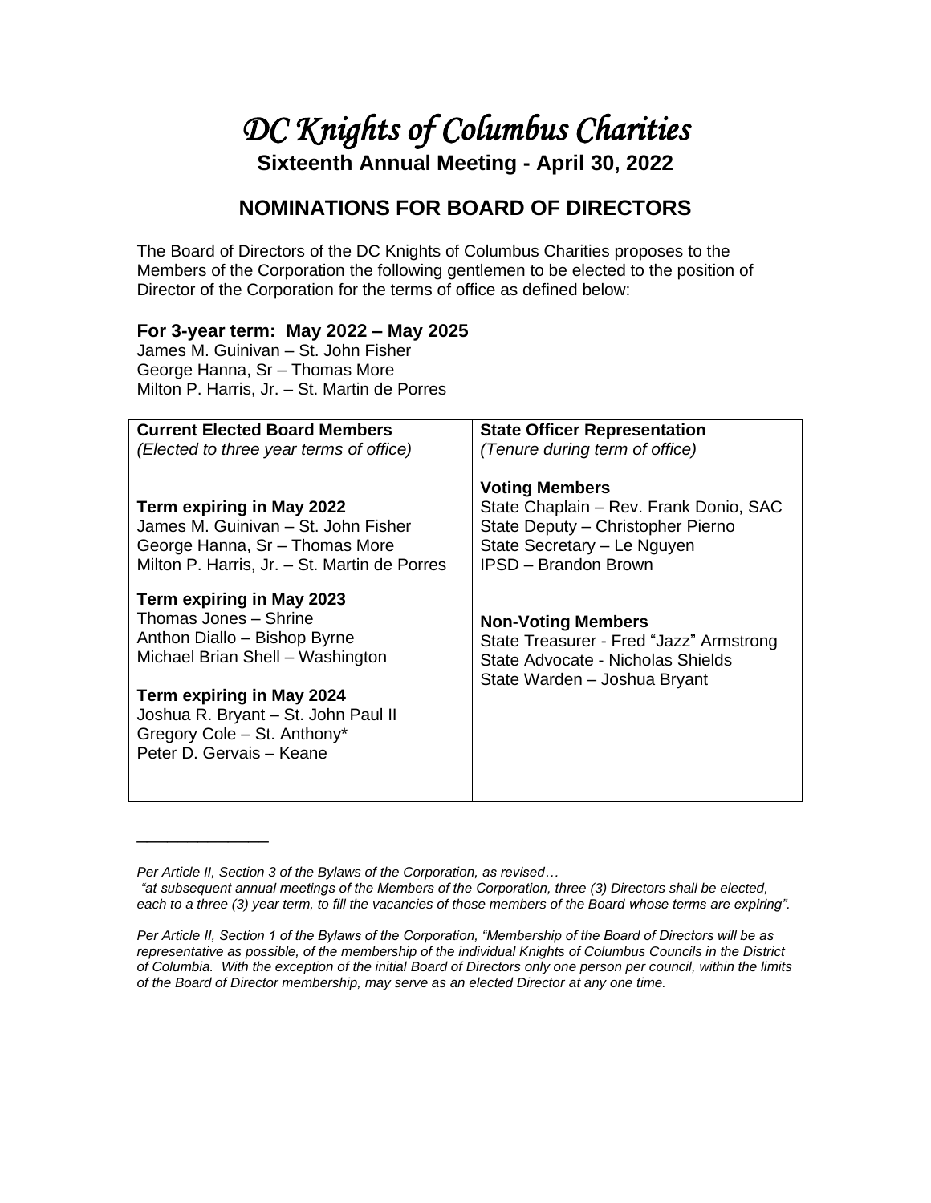# *DC Knights of Columbus Charities*

**Sixteenth Annual Meeting - April 30, 2022**

## NOMINATIONS FOR BOARD OF DIRECTORS

The Board of Directors of the DC Knights of Columbus Charities proposes to the Members of the Corporation the following gentlemen to be elected to the position of Director of the Corporation for the terms of office as defined below:

**For 3-year term: May 2022 – May 2025**
James M. Guinivan – St. John Fisher
George Hanna, Sr – Thomas More
Milton P. Harris, Jr. – St. Martin de Porres

| **Current Elected Board Members**<br>*(Elected to three year terms of office)* | **State Officer Representation**<br>*(Tenure during term of office)* |
|---|---|
| **Term expiring in May 2022**<br>James M. Guinivan – St. John Fisher<br>George Hanna, Sr – Thomas More<br>Milton P. Harris, Jr. – St. Martin de Porres<br><br>**Term expiring in May 2023**<br>Thomas Jones – Shrine<br>Anthon Diallo – Bishop Byrne<br>Michael Brian Shell – Washington<br><br>**Term expiring in May 2024**<br>Joshua R. Bryant – St. John Paul II<br>Gregory Cole – St. Anthony*<br>Peter D. Gervais – Keane | **Voting Members**<br>State Chaplain – Rev. Frank Donio, SAC<br>State Deputy – Christopher Pierno<br>State Secretary – Le Nguyen<br>IPSD – Brandon Brown<br><br>**Non-Voting Members**<br>State Treasurer - Fred "Jazz" Armstrong<br>State Advocate - Nicholas Shields<br>State Warden – Joshua Bryant |

---

*Per Article II, Section 3 of the Bylaws of the Corporation, as revised…*
*"at subsequent annual meetings of the Members of the Corporation, three (3) Directors shall be elected, each to a three (3) year term, to fill the vacancies of those members of the Board whose terms are expiring".*

*Per Article II, Section 1 of the Bylaws of the Corporation, "Membership of the Board of Directors will be as representative as possible, of the membership of the individual Knights of Columbus Councils in the District of Columbia. With the exception of the initial Board of Directors only one person per council, within the limits of the Board of Director membership, may serve as an elected Director at any one time.*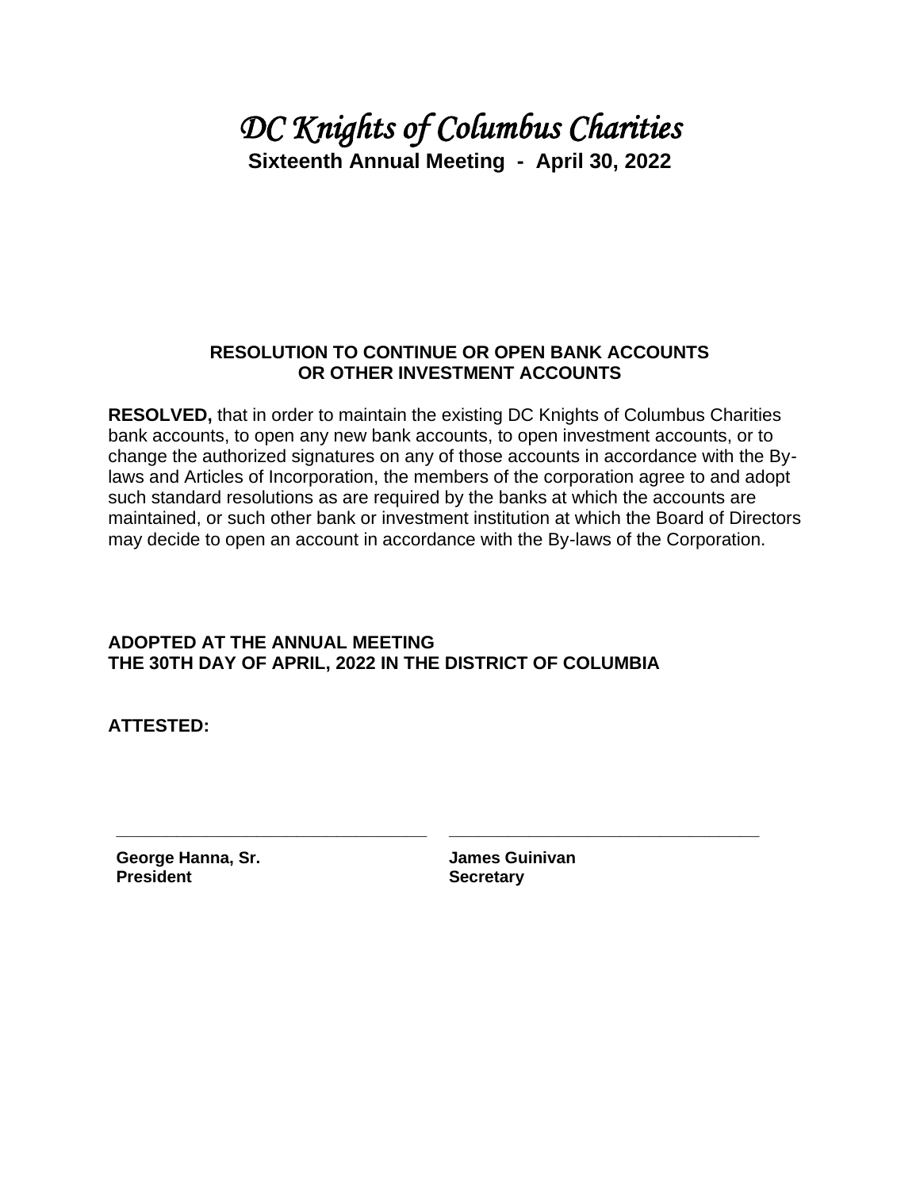# *DC Knights of Columbus Charities*

**Sixteenth Annual Meeting - April 30, 2022**

## RESOLUTION TO CONTINUE OR OPEN BANK ACCOUNTS OR OTHER INVESTMENT ACCOUNTS

**RESOLVED,** that in order to maintain the existing DC Knights of Columbus Charities bank accounts, to open any new bank accounts, to open investment accounts, or to change the authorized signatures on any of those accounts in accordance with the By-laws and Articles of Incorporation, the members of the corporation agree to and adopt such standard resolutions as are required by the banks at which the accounts are maintained, or such other bank or investment institution at which the Board of Directors may decide to open an account in accordance with the By-laws of the Corporation.

**ADOPTED AT THE ANNUAL MEETING**
**THE 30TH DAY OF APRIL, 2022 IN THE DISTRICT OF COLUMBIA**

**ATTESTED:**

\_\_\_\_\_\_\_\_\_\_\_\_\_\_\_\_\_\_\_\_\_\_\_\_\_\_\_\_\_\_\_\_\_\_
**George Hanna, Sr.**
**President**

\_\_\_\_\_\_\_\_\_\_\_\_\_\_\_\_\_\_\_\_\_\_\_\_\_\_\_\_\_\_\_\_\_\_
**James Guinivan**
**Secretary**